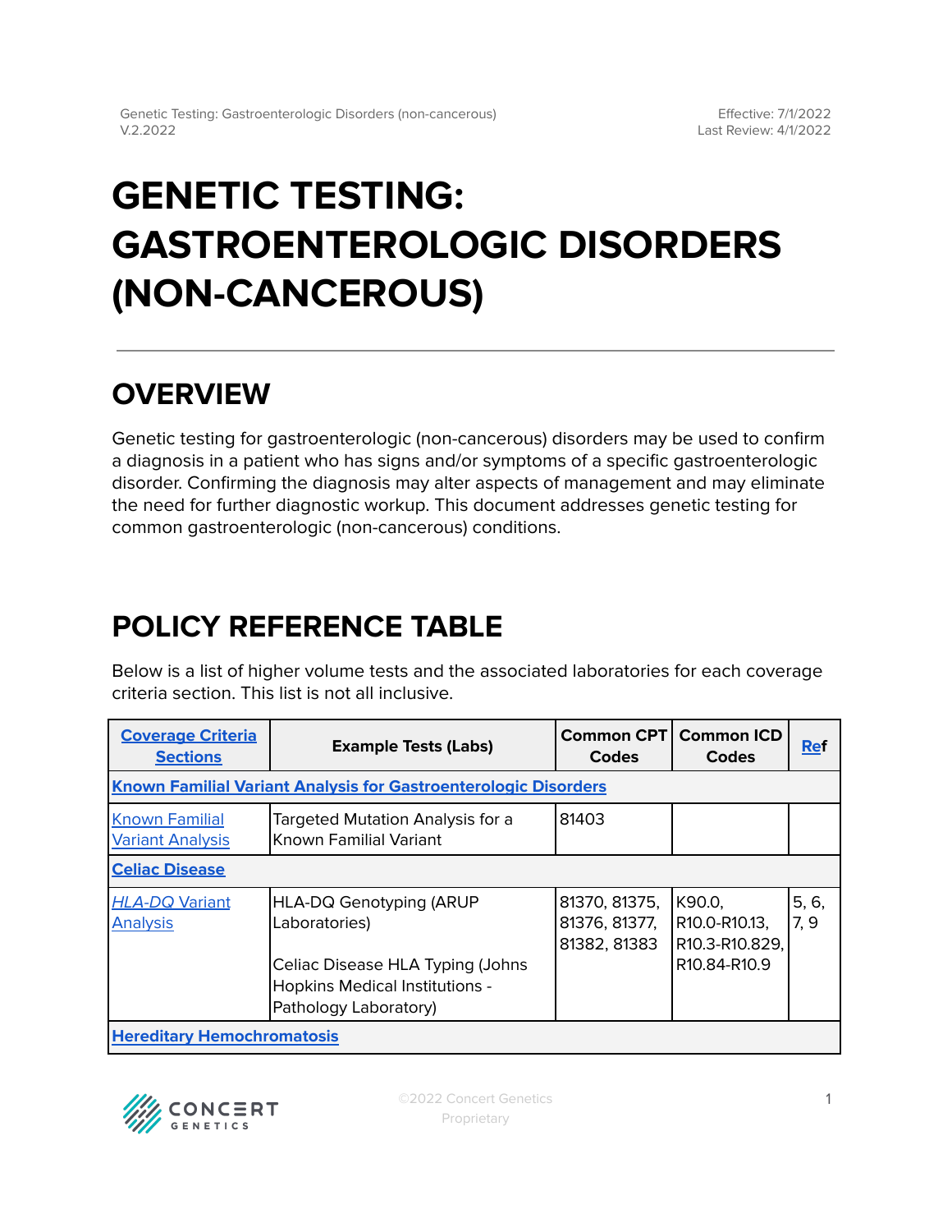# GENETIC TESTING: GASTROENTEROLOGIC DISORDERS (NON-CANCEROUS)

## OVERVIEW

Genetic testing for gastroenterologic (non-cancerous) disorders may be used to confirm a diagnosis in a patient who has signs and/or symptoms of a specific gastroenterologic disorder. Confirming the diagnosis may alter aspects of management and may eliminate the need for further diagnostic workup. This document addresses genetic testing for common gastroenterologic (non-cancerous) conditions.

## POLICY REFERENCE TABLE

Below is a list of higher volume tests and the associated laboratories for each coverage criteria section. This list is not all inclusive.

| Coverage Criteria Sections | Example Tests (Labs) | Common CPT Codes | Common ICD Codes | Ref |
|---|---|---|---|---|
| **Known Familial Variant Analysis for Gastroenterologic Disorders** | | | | |
| Known Familial Variant Analysis | Targeted Mutation Analysis for a Known Familial Variant | 81403 | | |
| **Celiac Disease** | | | | |
| *HLA-DQ* Variant Analysis | HLA-DQ Genotyping (ARUP Laboratories)<br><br>Celiac Disease HLA Typing (Johns Hopkins Medical Institutions - Pathology Laboratory) | 81370, 81375, 81376, 81377, 81382, 81383 | K90.0, R10.0-R10.13, R10.3-R10.829, R10.84-R10.9 | 5, 6, 7, 9 |
| **Hereditary Hemochromatosis** | | | | |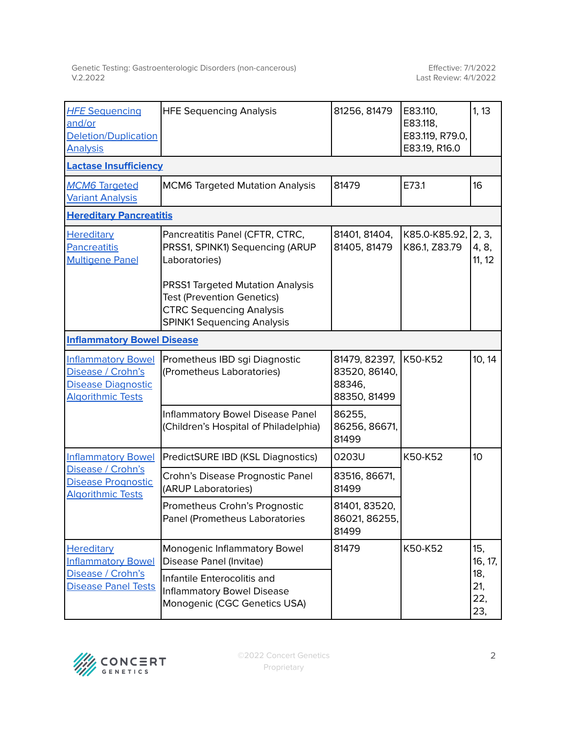| | | | | |
|---|---|---|---|---|
| *HFE* Sequencing and/or Deletion/Duplication Analysis | HFE Sequencing Analysis | 81256, 81479 | E83.110, E83.118, E83.119, R79.0, E83.19, R16.0 | 1, 13 |
| **Lactase Insufficiency** | | | | |
| *MCM6* Targeted Variant Analysis | MCM6 Targeted Mutation Analysis | 81479 | E73.1 | 16 |
| **Hereditary Pancreatitis** | | | | |
| Hereditary Pancreatitis Multigene Panel | Pancreatitis Panel (CFTR, CTRC, PRSS1, SPINK1) Sequencing (ARUP Laboratories)<br><br>PRSS1 Targeted Mutation Analysis Test (Prevention Genetics)<br>CTRC Sequencing Analysis<br>SPINK1 Sequencing Analysis | 81401, 81404, 81405, 81479 | K85.0-K85.92, K86.1, Z83.79 | 2, 3, 4, 8, 11, 12 |
| **Inflammatory Bowel Disease** | | | | |
| Inflammatory Bowel Disease / Crohn's Disease Diagnostic Algorithmic Tests | Prometheus IBD sgi Diagnostic (Prometheus Laboratories) | 81479, 82397, 83520, 86140, 88346, 88350, 81499 | K50-K52 | 10, 14 |
| | Inflammatory Bowel Disease Panel (Children's Hospital of Philadelphia) | 86255, 86256, 86671, 81499 | | |
| Inflammatory Bowel Disease / Crohn's Disease Prognostic Algorithmic Tests | PredictSURE IBD (KSL Diagnostics) | 0203U | K50-K52 | 10 |
| | Crohn's Disease Prognostic Panel (ARUP Laboratories) | 83516, 86671, 81499 | | |
| | Prometheus Crohn's Prognostic Panel (Prometheus Laboratories | 81401, 83520, 86021, 86255, 81499 | | |
| Hereditary Inflammatory Bowel Disease / Crohn's Disease Panel Tests | Monogenic Inflammatory Bowel Disease Panel (Invitae) | 81479 | K50-K52 | 15, 16, 17, 18, 21, 22, 23, |
| | Infantile Enterocolitis and Inflammatory Bowel Disease Monogenic (CGC Genetics USA) | | | |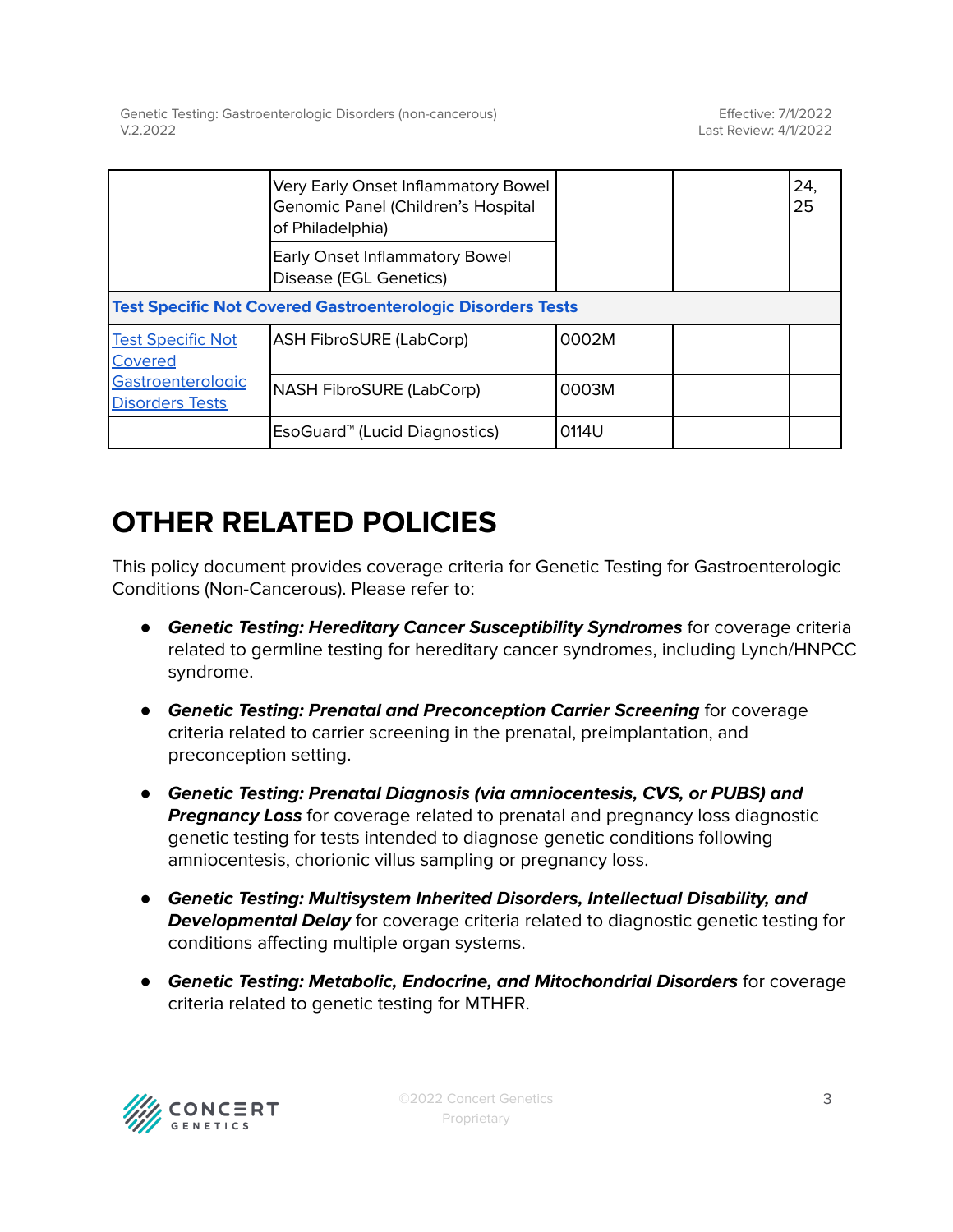| | | | | |
|---|---|---|---|---|
| | Very Early Onset Inflammatory Bowel Genomic Panel (Children's Hospital of Philadelphia) | | | 24, 25 |
| | Early Onset Inflammatory Bowel Disease (EGL Genetics) | | | |
| **Test Specific Not Covered Gastroenterologic Disorders Tests** | | | | |
| Test Specific Not Covered Gastroenterologic Disorders Tests | ASH FibroSURE (LabCorp) | 0002M | | |
| | NASH FibroSURE (LabCorp) | 0003M | | |
| | EsoGuard™ (Lucid Diagnostics) | 0114U | | |

# OTHER RELATED POLICIES

This policy document provides coverage criteria for Genetic Testing for Gastroenterologic Conditions (Non-Cancerous). Please refer to:

- ***Genetic Testing: Hereditary Cancer Susceptibility Syndromes*** for coverage criteria related to germline testing for hereditary cancer syndromes, including Lynch/HNPCC syndrome.
- ***Genetic Testing: Prenatal and Preconception Carrier Screening*** for coverage criteria related to carrier screening in the prenatal, preimplantation, and preconception setting.
- ***Genetic Testing: Prenatal Diagnosis (via amniocentesis, CVS, or PUBS) and Pregnancy Loss*** for coverage related to prenatal and pregnancy loss diagnostic genetic testing for tests intended to diagnose genetic conditions following amniocentesis, chorionic villus sampling or pregnancy loss.
- ***Genetic Testing: Multisystem Inherited Disorders, Intellectual Disability, and Developmental Delay*** for coverage criteria related to diagnostic genetic testing for conditions affecting multiple organ systems.
- ***Genetic Testing: Metabolic, Endocrine, and Mitochondrial Disorders*** for coverage criteria related to genetic testing for MTHFR.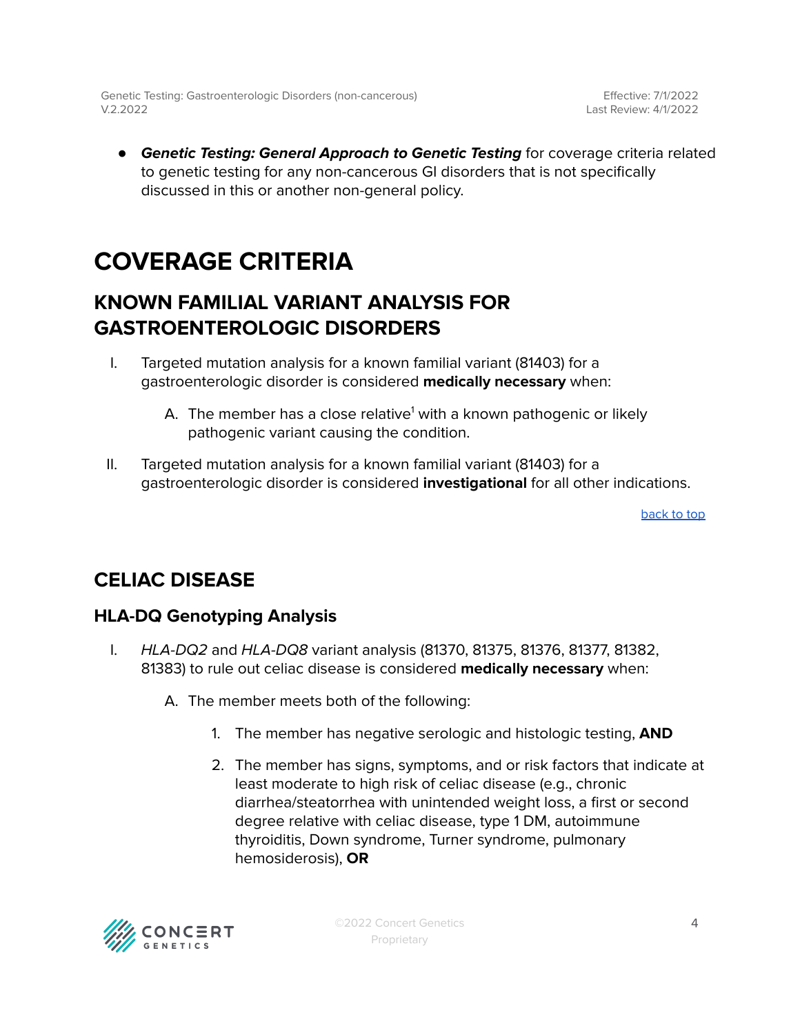- ***Genetic Testing: General Approach to Genetic Testing*** for coverage criteria related to genetic testing for any non-cancerous GI disorders that is not specifically discussed in this or another non-general policy.

# COVERAGE CRITERIA

## KNOWN FAMILIAL VARIANT ANALYSIS FOR GASTROENTEROLOGIC DISORDERS

I. Targeted mutation analysis for a known familial variant (81403) for a gastroenterologic disorder is considered **medically necessary** when:

   A. The member has a close relative[1] with a known pathogenic or likely pathogenic variant causing the condition.

II. Targeted mutation analysis for a known familial variant (81403) for a gastroenterologic disorder is considered **investigational** for all other indications.

back to top

## CELIAC DISEASE

### HLA-DQ Genotyping Analysis

I. *HLA-DQ2* and *HLA-DQ8* variant analysis (81370, 81375, 81376, 81377, 81382, 81383) to rule out celiac disease is considered **medically necessary** when:

   A. The member meets both of the following:

      1. The member has negative serologic and histologic testing, **AND**

      2. The member has signs, symptoms, and or risk factors that indicate at least moderate to high risk of celiac disease (e.g., chronic diarrhea/steatorrhea with unintended weight loss, a first or second degree relative with celiac disease, type 1 DM, autoimmune thyroiditis, Down syndrome, Turner syndrome, pulmonary hemosiderosis), **OR**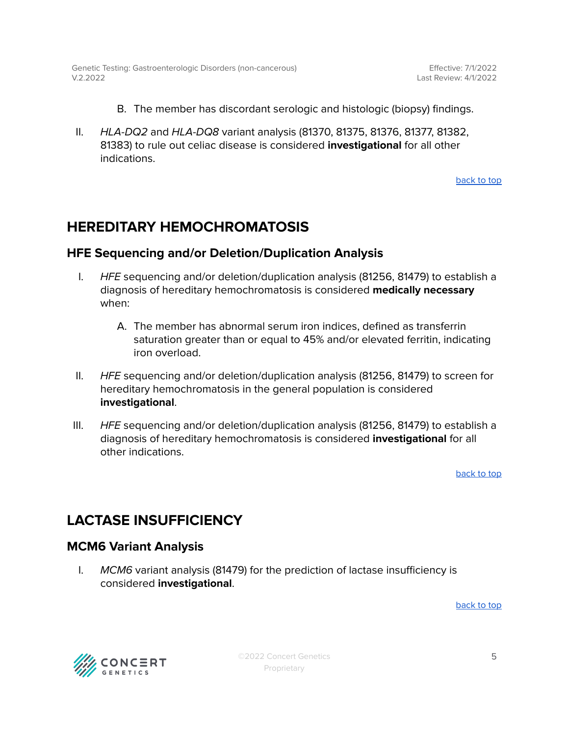B. The member has discordant serologic and histologic (biopsy) findings.

II. *HLA-DQ2* and *HLA-DQ8* variant analysis (81370, 81375, 81376, 81377, 81382, 81383) to rule out celiac disease is considered **investigational** for all other indications.

back to top

## HEREDITARY HEMOCHROMATOSIS

### HFE Sequencing and/or Deletion/Duplication Analysis

I. *HFE* sequencing and/or deletion/duplication analysis (81256, 81479) to establish a diagnosis of hereditary hemochromatosis is considered **medically necessary** when:

A. The member has abnormal serum iron indices, defined as transferrin saturation greater than or equal to 45% and/or elevated ferritin, indicating iron overload.

II. *HFE* sequencing and/or deletion/duplication analysis (81256, 81479) to screen for hereditary hemochromatosis in the general population is considered **investigational**.

III. *HFE* sequencing and/or deletion/duplication analysis (81256, 81479) to establish a diagnosis of hereditary hemochromatosis is considered **investigational** for all other indications.

back to top

## LACTASE INSUFFICIENCY

### MCM6 Variant Analysis

I. *MCM6* variant analysis (81479) for the prediction of lactase insufficiency is considered **investigational**.

back to top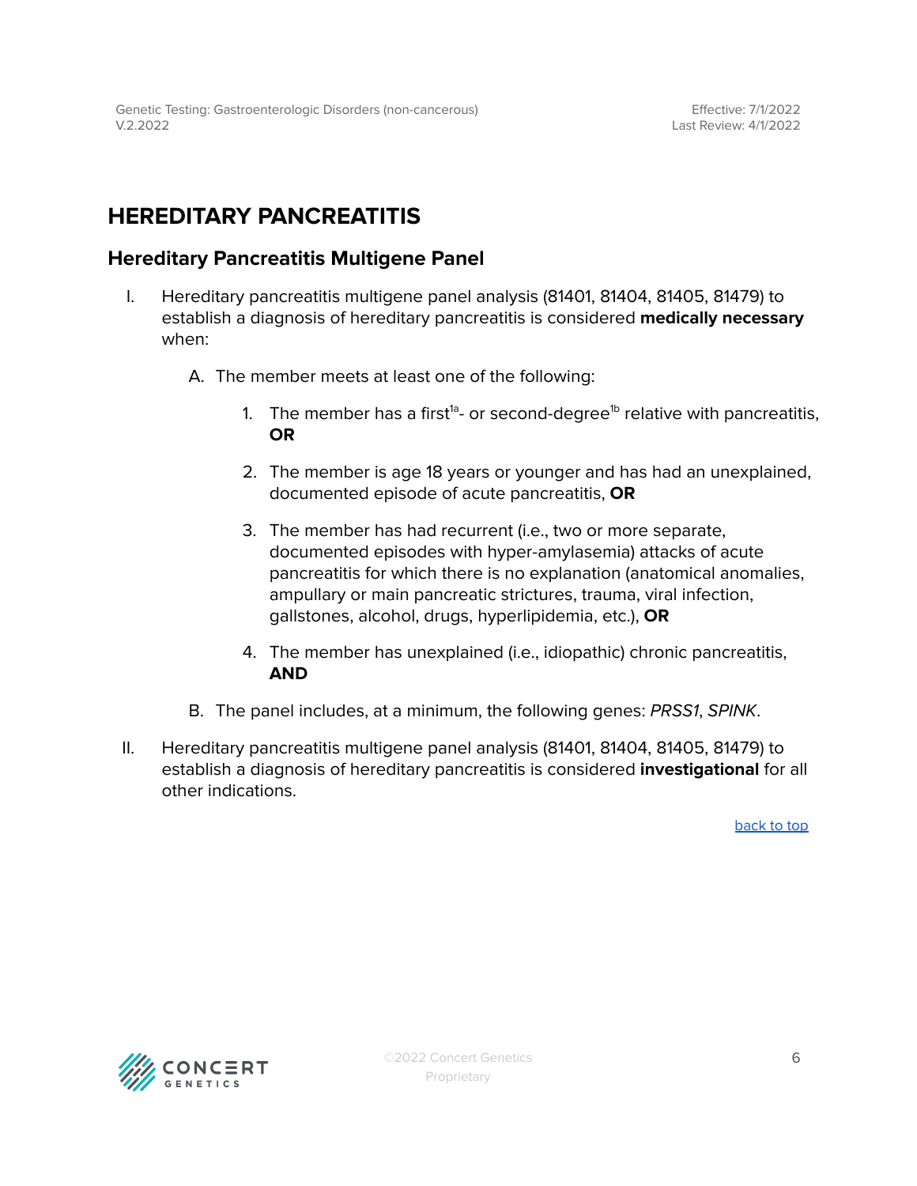# HEREDITARY PANCREATITIS

## Hereditary Pancreatitis Multigene Panel

I. Hereditary pancreatitis multigene panel analysis (81401, 81404, 81405, 81479) to establish a diagnosis of hereditary pancreatitis is considered **medically necessary** when:

   A. The member meets at least one of the following:

      1. The member has a first[1a]- or second-degree[1b] relative with pancreatitis, **OR**

      2. The member is age 18 years or younger and has had an unexplained, documented episode of acute pancreatitis, **OR**

      3. The member has had recurrent (i.e., two or more separate, documented episodes with hyper-amylasemia) attacks of acute pancreatitis for which there is no explanation (anatomical anomalies, ampullary or main pancreatic strictures, trauma, viral infection, gallstones, alcohol, drugs, hyperlipidemia, etc.), **OR**

      4. The member has unexplained (i.e., idiopathic) chronic pancreatitis, **AND**

   B. The panel includes, at a minimum, the following genes: *PRSS1*, *SPINK*.

II. Hereditary pancreatitis multigene panel analysis (81401, 81404, 81405, 81479) to establish a diagnosis of hereditary pancreatitis is considered **investigational** for all other indications.

back to top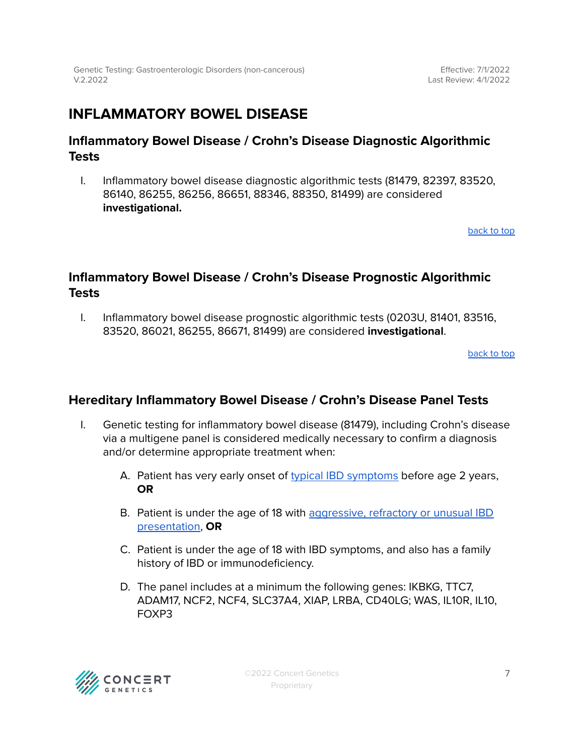# INFLAMMATORY BOWEL DISEASE

## Inflammatory Bowel Disease / Crohn's Disease Diagnostic Algorithmic Tests

I. Inflammatory bowel disease diagnostic algorithmic tests (81479, 82397, 83520, 86140, 86255, 86256, 86651, 88346, 88350, 81499) are considered **investigational.**

back to top

## Inflammatory Bowel Disease / Crohn's Disease Prognostic Algorithmic Tests

I. Inflammatory bowel disease prognostic algorithmic tests (0203U, 81401, 83516, 83520, 86021, 86255, 86671, 81499) are considered **investigational**.

back to top

## Hereditary Inflammatory Bowel Disease / Crohn's Disease Panel Tests

I. Genetic testing for inflammatory bowel disease (81479), including Crohn's disease via a multigene panel is considered medically necessary to confirm a diagnosis and/or determine appropriate treatment when:

   A. Patient has very early onset of typical IBD symptoms before age 2 years, **OR**

   B. Patient is under the age of 18 with aggressive, refractory or unusual IBD presentation, **OR**

   C. Patient is under the age of 18 with IBD symptoms, and also has a family history of IBD or immunodeficiency.

   D. The panel includes at a minimum the following genes: IKBKG, TTC7, ADAM17, NCF2, NCF4, SLC37A4, XIAP, LRBA, CD40LG; WAS, IL10R, IL10, FOXP3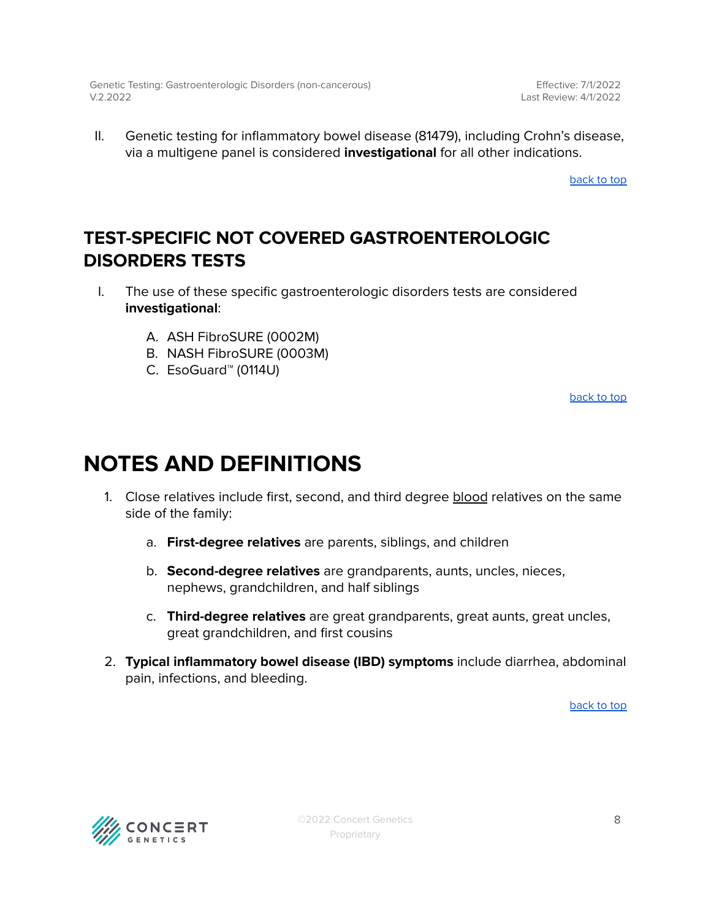II. Genetic testing for inflammatory bowel disease (81479), including Crohn's disease, via a multigene panel is considered **investigational** for all other indications.

back to top

## TEST-SPECIFIC NOT COVERED GASTROENTEROLOGIC DISORDERS TESTS

I. The use of these specific gastroenterologic disorders tests are considered **investigational**:

   A. ASH FibroSURE (0002M)
   B. NASH FibroSURE (0003M)
   C. EsoGuard™ (0114U)

back to top

# NOTES AND DEFINITIONS

1. Close relatives include first, second, and third degree blood relatives on the same side of the family:

   a. **First-degree relatives** are parents, siblings, and children

   b. **Second-degree relatives** are grandparents, aunts, uncles, nieces, nephews, grandchildren, and half siblings

   c. **Third-degree relatives** are great grandparents, great aunts, great uncles, great grandchildren, and first cousins

2. **Typical inflammatory bowel disease (IBD) symptoms** include diarrhea, abdominal pain, infections, and bleeding.

back to top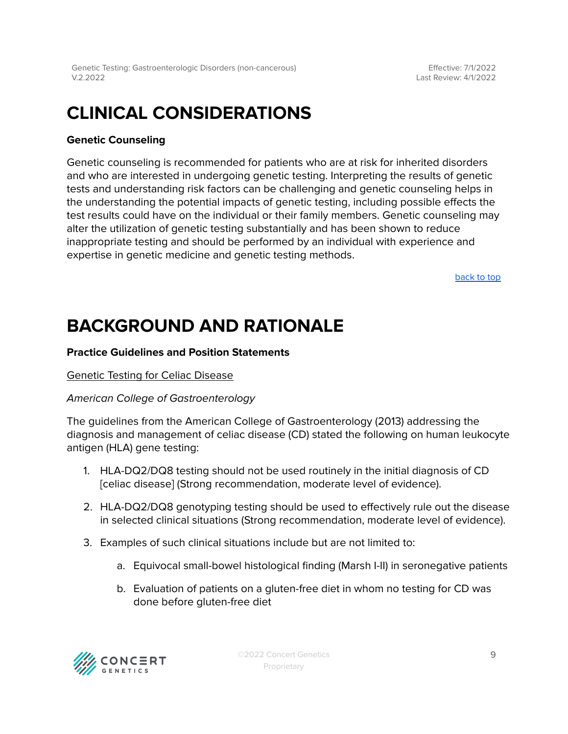# CLINICAL CONSIDERATIONS

**Genetic Counseling**

Genetic counseling is recommended for patients who are at risk for inherited disorders and who are interested in undergoing genetic testing. Interpreting the results of genetic tests and understanding risk factors can be challenging and genetic counseling helps in the understanding the potential impacts of genetic testing, including possible effects the test results could have on the individual or their family members. Genetic counseling may alter the utilization of genetic testing substantially and has been shown to reduce inappropriate testing and should be performed by an individual with experience and expertise in genetic medicine and genetic testing methods.

back to top

# BACKGROUND AND RATIONALE

**Practice Guidelines and Position Statements**

Genetic Testing for Celiac Disease

*American College of Gastroenterology*

The guidelines from the American College of Gastroenterology (2013) addressing the diagnosis and management of celiac disease (CD) stated the following on human leukocyte antigen (HLA) gene testing:

1. HLA-DQ2/DQ8 testing should not be used routinely in the initial diagnosis of CD [celiac disease] (Strong recommendation, moderate level of evidence).
2. HLA-DQ2/DQ8 genotyping testing should be used to effectively rule out the disease in selected clinical situations (Strong recommendation, moderate level of evidence).
3. Examples of such clinical situations include but are not limited to:
    a. Equivocal small-bowel histological finding (Marsh I-II) in seronegative patients
    b. Evaluation of patients on a gluten-free diet in whom no testing for CD was done before gluten-free diet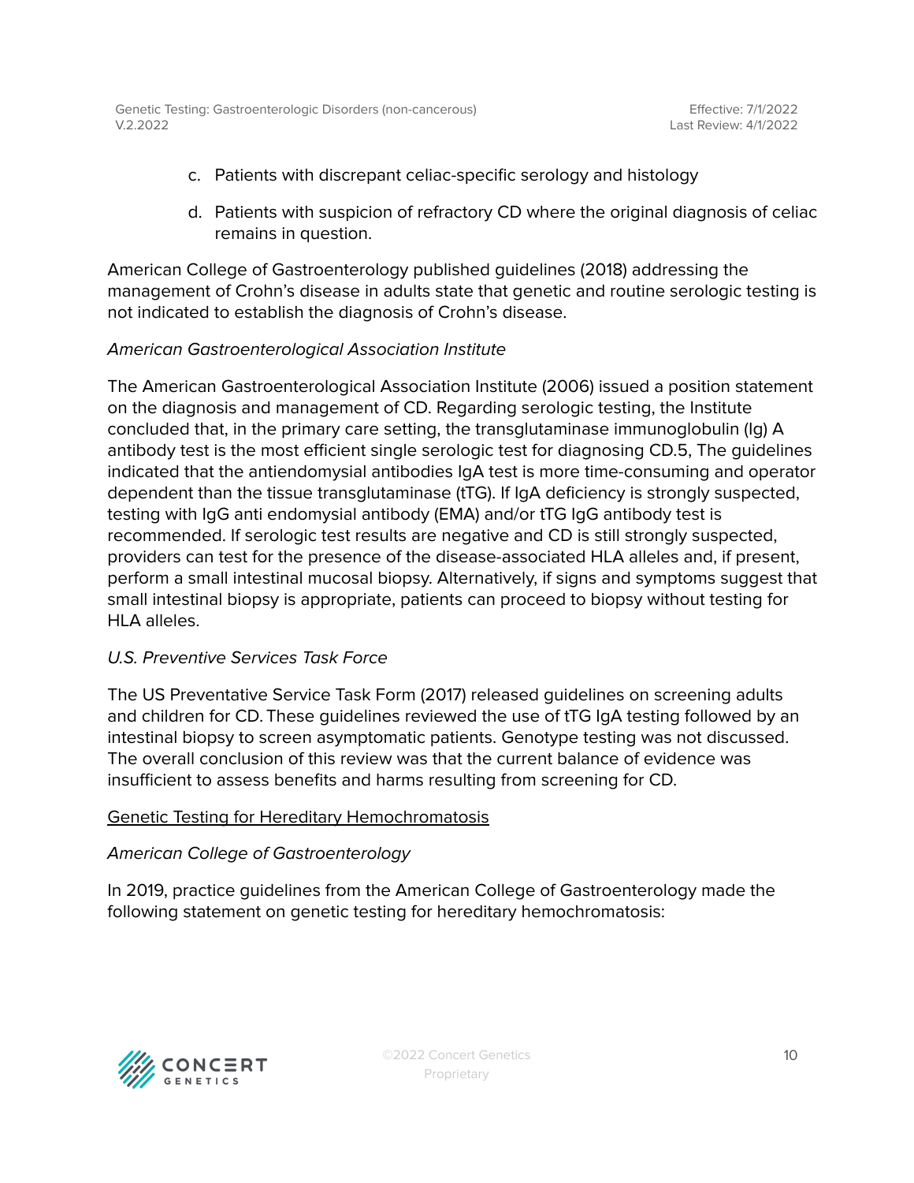c. Patients with discrepant celiac-specific serology and histology

d. Patients with suspicion of refractory CD where the original diagnosis of celiac remains in question.

American College of Gastroenterology published guidelines (2018) addressing the management of Crohn's disease in adults state that genetic and routine serologic testing is not indicated to establish the diagnosis of Crohn's disease.

*American Gastroenterological Association Institute*

The American Gastroenterological Association Institute (2006) issued a position statement on the diagnosis and management of CD. Regarding serologic testing, the Institute concluded that, in the primary care setting, the transglutaminase immunoglobulin (Ig) A antibody test is the most efficient single serologic test for diagnosing CD.5, The guidelines indicated that the antiendomysial antibodies IgA test is more time-consuming and operator dependent than the tissue transglutaminase (tTG). If IgA deficiency is strongly suspected, testing with IgG anti endomysial antibody (EMA) and/or tTG IgG antibody test is recommended. If serologic test results are negative and CD is still strongly suspected, providers can test for the presence of the disease-associated HLA alleles and, if present, perform a small intestinal mucosal biopsy. Alternatively, if signs and symptoms suggest that small intestinal biopsy is appropriate, patients can proceed to biopsy without testing for HLA alleles.

*U.S. Preventive Services Task Force*

The US Preventative Service Task Form (2017) released guidelines on screening adults and children for CD. These guidelines reviewed the use of tTG IgA testing followed by an intestinal biopsy to screen asymptomatic patients. Genotype testing was not discussed. The overall conclusion of this review was that the current balance of evidence was insufficient to assess benefits and harms resulting from screening for CD.

<u>Genetic Testing for Hereditary Hemochromatosis</u>

*American College of Gastroenterology*

In 2019, practice guidelines from the American College of Gastroenterology made the following statement on genetic testing for hereditary hemochromatosis: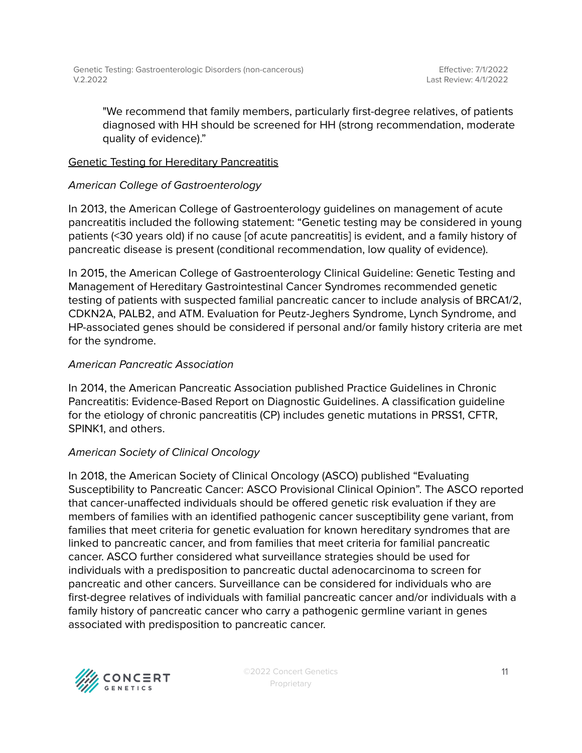"We recommend that family members, particularly first-degree relatives, of patients diagnosed with HH should be screened for HH (strong recommendation, moderate quality of evidence)."

Genetic Testing for Hereditary Pancreatitis

*American College of Gastroenterology*

In 2013, the American College of Gastroenterology guidelines on management of acute pancreatitis included the following statement: "Genetic testing may be considered in young patients (<30 years old) if no cause [of acute pancreatitis] is evident, and a family history of pancreatic disease is present (conditional recommendation, low quality of evidence).

In 2015, the American College of Gastroenterology Clinical Guideline: Genetic Testing and Management of Hereditary Gastrointestinal Cancer Syndromes recommended genetic testing of patients with suspected familial pancreatic cancer to include analysis of BRCA1/2, CDKN2A, PALB2, and ATM. Evaluation for Peutz-Jeghers Syndrome, Lynch Syndrome, and HP-associated genes should be considered if personal and/or family history criteria are met for the syndrome.

*American Pancreatic Association*

In 2014, the American Pancreatic Association published Practice Guidelines in Chronic Pancreatitis: Evidence-Based Report on Diagnostic Guidelines. A classification guideline for the etiology of chronic pancreatitis (CP) includes genetic mutations in PRSS1, CFTR, SPINK1, and others.

*American Society of Clinical Oncology*

In 2018, the American Society of Clinical Oncology (ASCO) published "Evaluating Susceptibility to Pancreatic Cancer: ASCO Provisional Clinical Opinion". The ASCO reported that cancer-unaffected individuals should be offered genetic risk evaluation if they are members of families with an identified pathogenic cancer susceptibility gene variant, from families that meet criteria for genetic evaluation for known hereditary syndromes that are linked to pancreatic cancer, and from families that meet criteria for familial pancreatic cancer. ASCO further considered what surveillance strategies should be used for individuals with a predisposition to pancreatic ductal adenocarcinoma to screen for pancreatic and other cancers. Surveillance can be considered for individuals who are first-degree relatives of individuals with familial pancreatic cancer and/or individuals with a family history of pancreatic cancer who carry a pathogenic germline variant in genes associated with predisposition to pancreatic cancer.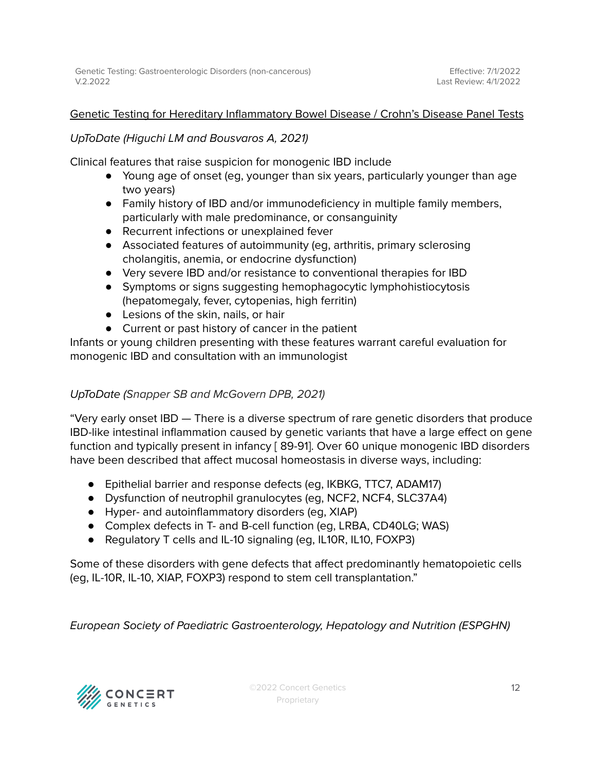<u>Genetic Testing for Hereditary Inflammatory Bowel Disease / Crohn's Disease Panel Tests</u>

*UpToDate (Higuchi LM and Bousvaros A, 2021)*

Clinical features that raise suspicion for monogenic IBD include

- Young age of onset (eg, younger than six years, particularly younger than age two years)
- Family history of IBD and/or immunodeficiency in multiple family members, particularly with male predominance, or consanguinity
- Recurrent infections or unexplained fever
- Associated features of autoimmunity (eg, arthritis, primary sclerosing cholangitis, anemia, or endocrine dysfunction)
- Very severe IBD and/or resistance to conventional therapies for IBD
- Symptoms or signs suggesting hemophagocytic lymphohistiocytosis (hepatomegaly, fever, cytopenias, high ferritin)
- Lesions of the skin, nails, or hair
- Current or past history of cancer in the patient

Infants or young children presenting with these features warrant careful evaluation for monogenic IBD and consultation with an immunologist

*UpToDate (Snapper SB and McGovern DPB, 2021)*

"Very early onset IBD — There is a diverse spectrum of rare genetic disorders that produce IBD-like intestinal inflammation caused by genetic variants that have a large effect on gene function and typically present in infancy [ 89-91]. Over 60 unique monogenic IBD disorders have been described that affect mucosal homeostasis in diverse ways, including:

- Epithelial barrier and response defects (eg, IKBKG, TTC7, ADAM17)
- Dysfunction of neutrophil granulocytes (eg, NCF2, NCF4, SLC37A4)
- Hyper- and autoinflammatory disorders (eg, XIAP)
- Complex defects in T- and B-cell function (eg, LRBA, CD40LG; WAS)
- Regulatory T cells and IL-10 signaling (eg, IL10R, IL10, FOXP3)

Some of these disorders with gene defects that affect predominantly hematopoietic cells (eg, IL-10R, IL-10, XIAP, FOXP3) respond to stem cell transplantation."

*European Society of Paediatric Gastroenterology, Hepatology and Nutrition (ESPGHN)*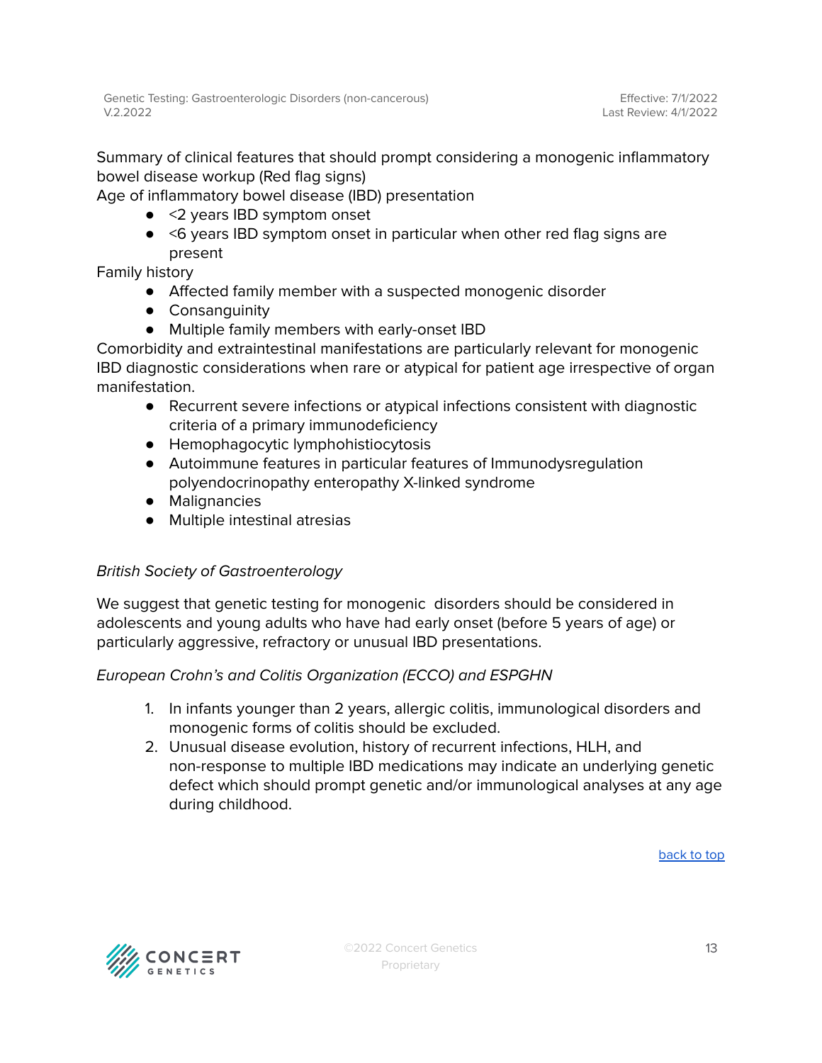Summary of clinical features that should prompt considering a monogenic inflammatory bowel disease workup (Red flag signs)

Age of inflammatory bowel disease (IBD) presentation

- <2 years IBD symptom onset
- <6 years IBD symptom onset in particular when other red flag signs are present

Family history

- Affected family member with a suspected monogenic disorder
- Consanguinity
- Multiple family members with early-onset IBD

Comorbidity and extraintestinal manifestations are particularly relevant for monogenic IBD diagnostic considerations when rare or atypical for patient age irrespective of organ manifestation.

- Recurrent severe infections or atypical infections consistent with diagnostic criteria of a primary immunodeficiency
- Hemophagocytic lymphohistiocytosis
- Autoimmune features in particular features of Immunodysregulation polyendocrinopathy enteropathy X-linked syndrome
- Malignancies
- Multiple intestinal atresias

*British Society of Gastroenterology*

We suggest that genetic testing for monogenic disorders should be considered in adolescents and young adults who have had early onset (before 5 years of age) or particularly aggressive, refractory or unusual IBD presentations.

*European Crohn's and Colitis Organization (ECCO) and ESPGHN*

1. In infants younger than 2 years, allergic colitis, immunological disorders and monogenic forms of colitis should be excluded.
2. Unusual disease evolution, history of recurrent infections, HLH, and non-response to multiple IBD medications may indicate an underlying genetic defect which should prompt genetic and/or immunological analyses at any age during childhood.

back to top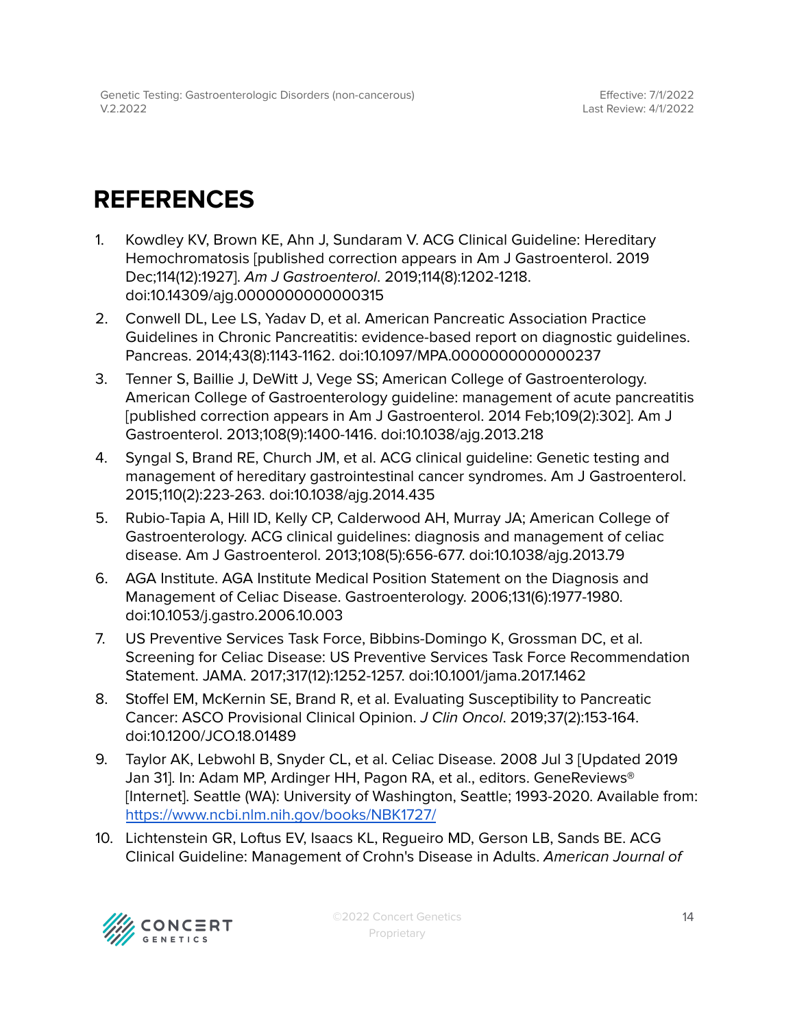# REFERENCES

1. Kowdley KV, Brown KE, Ahn J, Sundaram V. ACG Clinical Guideline: Hereditary Hemochromatosis [published correction appears in Am J Gastroenterol. 2019 Dec;114(12):1927]. *Am J Gastroenterol*. 2019;114(8):1202-1218. doi:10.14309/ajg.0000000000000315
2. Conwell DL, Lee LS, Yadav D, et al. American Pancreatic Association Practice Guidelines in Chronic Pancreatitis: evidence-based report on diagnostic guidelines. Pancreas. 2014;43(8):1143-1162. doi:10.1097/MPA.0000000000000237
3. Tenner S, Baillie J, DeWitt J, Vege SS; American College of Gastroenterology. American College of Gastroenterology guideline: management of acute pancreatitis [published correction appears in Am J Gastroenterol. 2014 Feb;109(2):302]. Am J Gastroenterol. 2013;108(9):1400-1416. doi:10.1038/ajg.2013.218
4. Syngal S, Brand RE, Church JM, et al. ACG clinical guideline: Genetic testing and management of hereditary gastrointestinal cancer syndromes. Am J Gastroenterol. 2015;110(2):223-263. doi:10.1038/ajg.2014.435
5. Rubio-Tapia A, Hill ID, Kelly CP, Calderwood AH, Murray JA; American College of Gastroenterology. ACG clinical guidelines: diagnosis and management of celiac disease. Am J Gastroenterol. 2013;108(5):656-677. doi:10.1038/ajg.2013.79
6. AGA Institute. AGA Institute Medical Position Statement on the Diagnosis and Management of Celiac Disease. Gastroenterology. 2006;131(6):1977-1980. doi:10.1053/j.gastro.2006.10.003
7. US Preventive Services Task Force, Bibbins-Domingo K, Grossman DC, et al. Screening for Celiac Disease: US Preventive Services Task Force Recommendation Statement. JAMA. 2017;317(12):1252-1257. doi:10.1001/jama.2017.1462
8. Stoffel EM, McKernin SE, Brand R, et al. Evaluating Susceptibility to Pancreatic Cancer: ASCO Provisional Clinical Opinion. *J Clin Oncol*. 2019;37(2):153-164. doi:10.1200/JCO.18.01489
9. Taylor AK, Lebwohl B, Snyder CL, et al. Celiac Disease. 2008 Jul 3 [Updated 2019 Jan 31]. In: Adam MP, Ardinger HH, Pagon RA, et al., editors. GeneReviews® [Internet]. Seattle (WA): University of Washington, Seattle; 1993-2020. Available from: https://www.ncbi.nlm.nih.gov/books/NBK1727/
10. Lichtenstein GR, Loftus EV, Isaacs KL, Regueiro MD, Gerson LB, Sands BE. ACG Clinical Guideline: Management of Crohn's Disease in Adults. *American Journal of*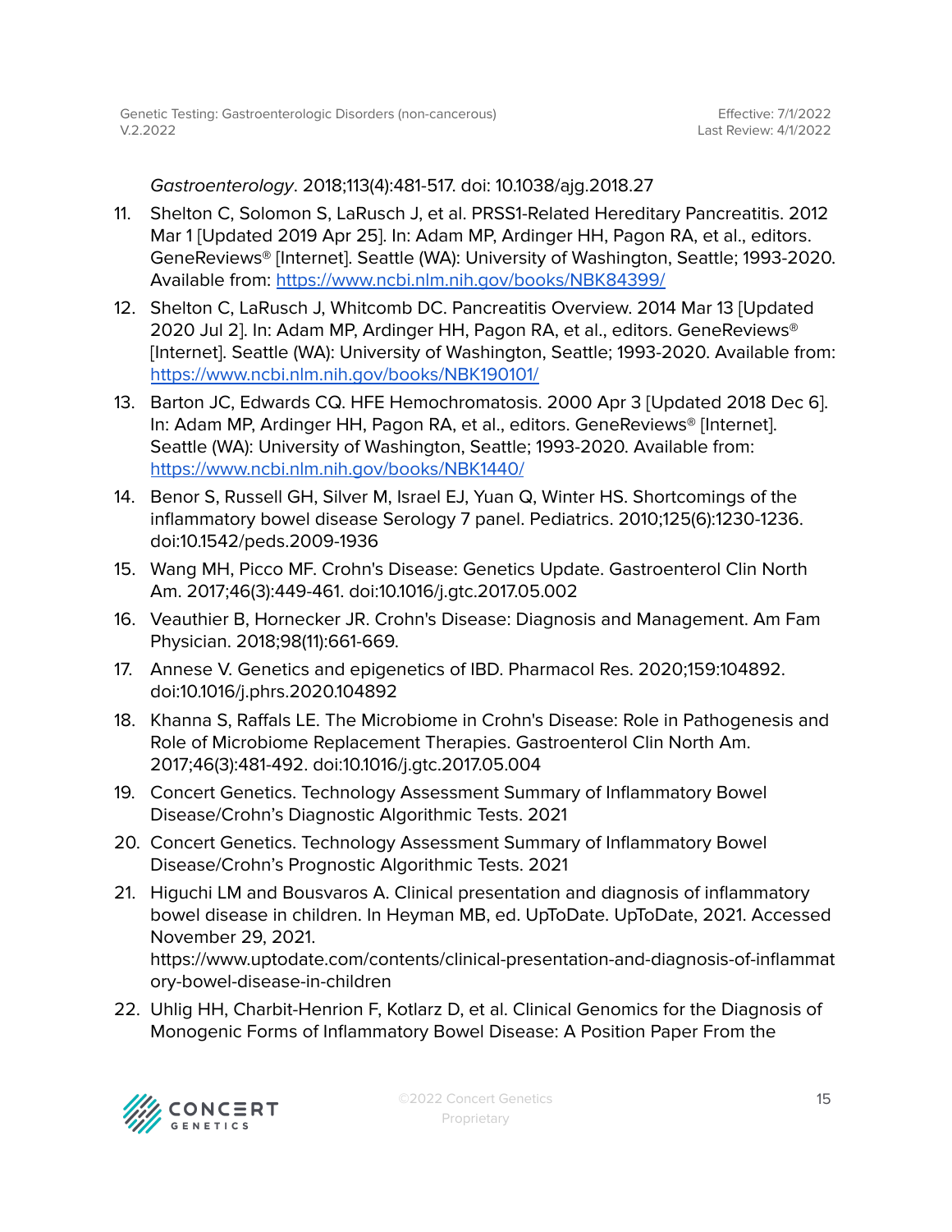*Gastroenterology*. 2018;113(4):481-517. doi: 10.1038/ajg.2018.27

11. Shelton C, Solomon S, LaRusch J, et al. PRSS1-Related Hereditary Pancreatitis. 2012 Mar 1 [Updated 2019 Apr 25]. In: Adam MP, Ardinger HH, Pagon RA, et al., editors. GeneReviews® [Internet]. Seattle (WA): University of Washington, Seattle; 1993-2020. Available from: https://www.ncbi.nlm.nih.gov/books/NBK84399/
12. Shelton C, LaRusch J, Whitcomb DC. Pancreatitis Overview. 2014 Mar 13 [Updated 2020 Jul 2]. In: Adam MP, Ardinger HH, Pagon RA, et al., editors. GeneReviews® [Internet]. Seattle (WA): University of Washington, Seattle; 1993-2020. Available from: https://www.ncbi.nlm.nih.gov/books/NBK190101/
13. Barton JC, Edwards CQ. HFE Hemochromatosis. 2000 Apr 3 [Updated 2018 Dec 6]. In: Adam MP, Ardinger HH, Pagon RA, et al., editors. GeneReviews® [Internet]. Seattle (WA): University of Washington, Seattle; 1993-2020. Available from: https://www.ncbi.nlm.nih.gov/books/NBK1440/
14. Benor S, Russell GH, Silver M, Israel EJ, Yuan Q, Winter HS. Shortcomings of the inflammatory bowel disease Serology 7 panel. Pediatrics. 2010;125(6):1230-1236. doi:10.1542/peds.2009-1936
15. Wang MH, Picco MF. Crohn's Disease: Genetics Update. Gastroenterol Clin North Am. 2017;46(3):449-461. doi:10.1016/j.gtc.2017.05.002
16. Veauthier B, Hornecker JR. Crohn's Disease: Diagnosis and Management. Am Fam Physician. 2018;98(11):661-669.
17. Annese V. Genetics and epigenetics of IBD. Pharmacol Res. 2020;159:104892. doi:10.1016/j.phrs.2020.104892
18. Khanna S, Raffals LE. The Microbiome in Crohn's Disease: Role in Pathogenesis and Role of Microbiome Replacement Therapies. Gastroenterol Clin North Am. 2017;46(3):481-492. doi:10.1016/j.gtc.2017.05.004
19. Concert Genetics. Technology Assessment Summary of Inflammatory Bowel Disease/Crohn's Diagnostic Algorithmic Tests. 2021
20. Concert Genetics. Technology Assessment Summary of Inflammatory Bowel Disease/Crohn's Prognostic Algorithmic Tests. 2021
21. Higuchi LM and Bousvaros A. Clinical presentation and diagnosis of inflammatory bowel disease in children. In Heyman MB, ed. UpToDate. UpToDate, 2021. Accessed November 29, 2021. https://www.uptodate.com/contents/clinical-presentation-and-diagnosis-of-inflammatory-bowel-disease-in-children
22. Uhlig HH, Charbit-Henrion F, Kotlarz D, et al. Clinical Genomics for the Diagnosis of Monogenic Forms of Inflammatory Bowel Disease: A Position Paper From the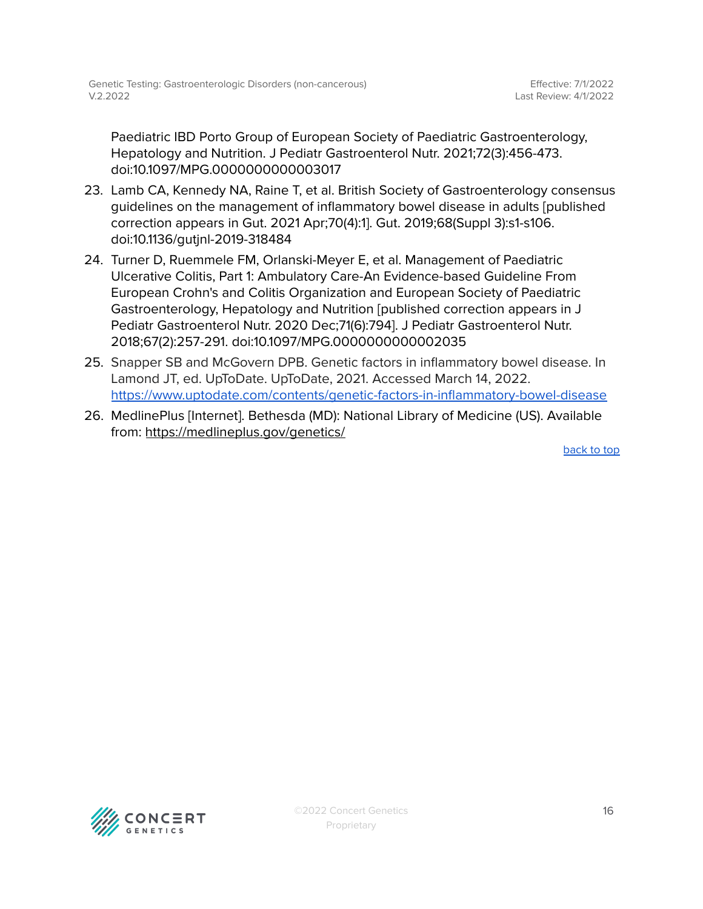Paediatric IBD Porto Group of European Society of Paediatric Gastroenterology, Hepatology and Nutrition. J Pediatr Gastroenterol Nutr. 2021;72(3):456-473. doi:10.1097/MPG.0000000000003017

23. Lamb CA, Kennedy NA, Raine T, et al. British Society of Gastroenterology consensus guidelines on the management of inflammatory bowel disease in adults [published correction appears in Gut. 2021 Apr;70(4):1]. Gut. 2019;68(Suppl 3):s1-s106. doi:10.1136/gutjnl-2019-318484
24. Turner D, Ruemmele FM, Orlanski-Meyer E, et al. Management of Paediatric Ulcerative Colitis, Part 1: Ambulatory Care-An Evidence-based Guideline From European Crohn's and Colitis Organization and European Society of Paediatric Gastroenterology, Hepatology and Nutrition [published correction appears in J Pediatr Gastroenterol Nutr. 2020 Dec;71(6):794]. J Pediatr Gastroenterol Nutr. 2018;67(2):257-291. doi:10.1097/MPG.0000000000002035
25. Snapper SB and McGovern DPB. Genetic factors in inflammatory bowel disease. In Lamond JT, ed. UpToDate. UpToDate, 2021. Accessed March 14, 2022. https://www.uptodate.com/contents/genetic-factors-in-inflammatory-bowel-disease
26. MedlinePlus [Internet]. Bethesda (MD): National Library of Medicine (US). Available from: https://medlineplus.gov/genetics/

back to top